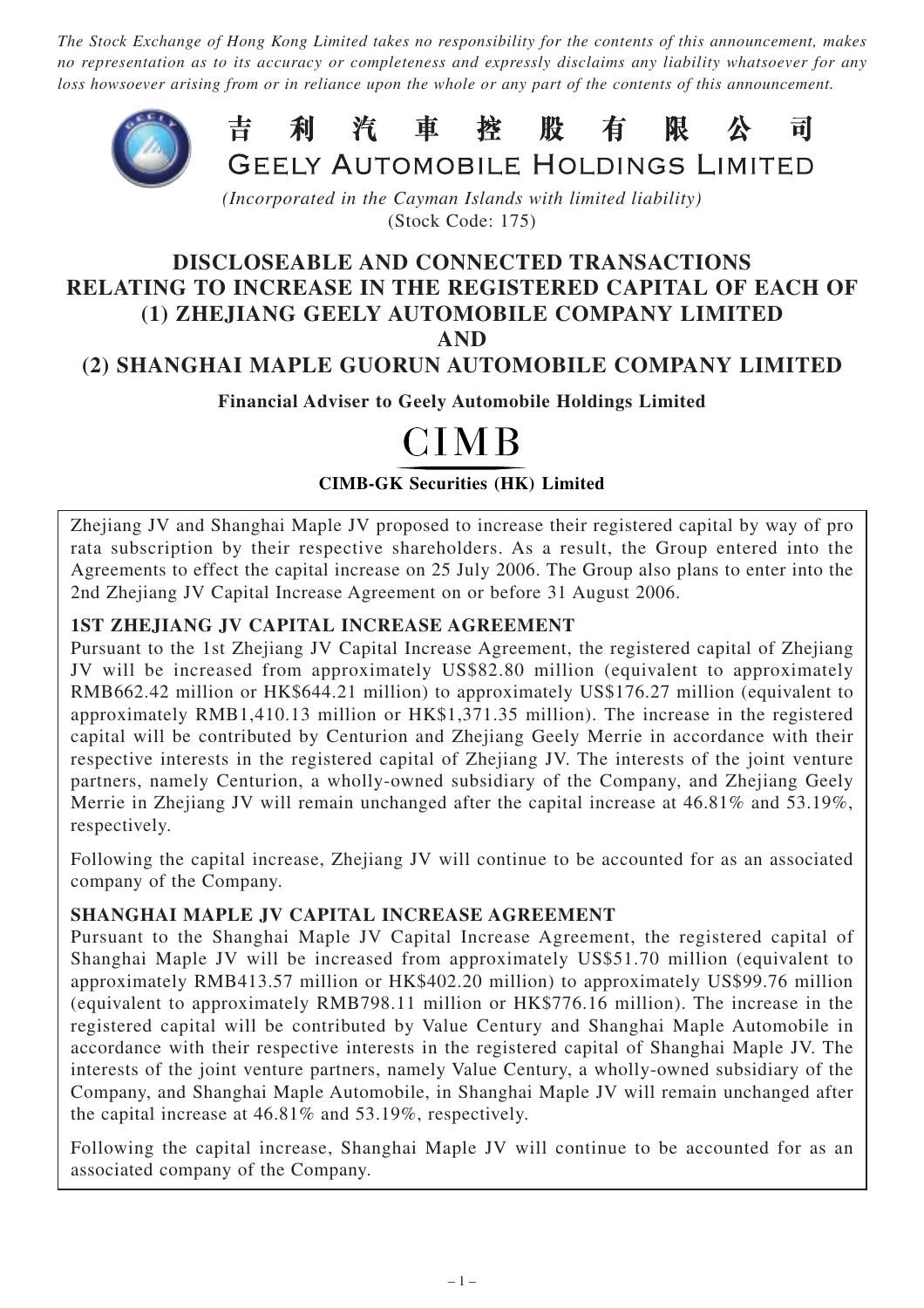*The Stock Exchange of Hong Kong Limited takes no responsibility for the contents of this announcement, makes no representation as to its accuracy or completeness and expressly disclaims any liability whatsoever for any loss howsoever arising from or in reliance upon the whole or any part of the contents of this announcement.*

# 吉利汽車控股有限公司
# GEELY AUTOMOBILE HOLDINGS LIMITED

*(Incorporated in the Cayman Islands with limited liability)*
(Stock Code: 175)

## DISCLOSEABLE AND CONNECTED TRANSACTIONS RELATING TO INCREASE IN THE REGISTERED CAPITAL OF EACH OF (1) ZHEJIANG GEELY AUTOMOBILE COMPANY LIMITED AND (2) SHANGHAI MAPLE GUORUN AUTOMOBILE COMPANY LIMITED

**Financial Adviser to Geely Automobile Holdings Limited**

CIMB

**CIMB-GK Securities (HK) Limited**

Zhejiang JV and Shanghai Maple JV proposed to increase their registered capital by way of pro rata subscription by their respective shareholders. As a result, the Group entered into the Agreements to effect the capital increase on 25 July 2006. The Group also plans to enter into the 2nd Zhejiang JV Capital Increase Agreement on or before 31 August 2006.

**1ST ZHEJIANG JV CAPITAL INCREASE AGREEMENT**

Pursuant to the 1st Zhejiang JV Capital Increase Agreement, the registered capital of Zhejiang JV will be increased from approximately US$82.80 million (equivalent to approximately RMB662.42 million or HK$644.21 million) to approximately US$176.27 million (equivalent to approximately RMB1,410.13 million or HK$1,371.35 million). The increase in the registered capital will be contributed by Centurion and Zhejiang Geely Merrie in accordance with their respective interests in the registered capital of Zhejiang JV. The interests of the joint venture partners, namely Centurion, a wholly-owned subsidiary of the Company, and Zhejiang Geely Merrie in Zhejiang JV will remain unchanged after the capital increase at 46.81% and 53.19%, respectively.

Following the capital increase, Zhejiang JV will continue to be accounted for as an associated company of the Company.

**SHANGHAI MAPLE JV CAPITAL INCREASE AGREEMENT**

Pursuant to the Shanghai Maple JV Capital Increase Agreement, the registered capital of Shanghai Maple JV will be increased from approximately US$51.70 million (equivalent to approximately RMB413.57 million or HK$402.20 million) to approximately US$99.76 million (equivalent to approximately RMB798.11 million or HK$776.16 million). The increase in the registered capital will be contributed by Value Century and Shanghai Maple Automobile in accordance with their respective interests in the registered capital of Shanghai Maple JV. The interests of the joint venture partners, namely Value Century, a wholly-owned subsidiary of the Company, and Shanghai Maple Automobile, in Shanghai Maple JV will remain unchanged after the capital increase at 46.81% and 53.19%, respectively.

Following the capital increase, Shanghai Maple JV will continue to be accounted for as an associated company of the Company.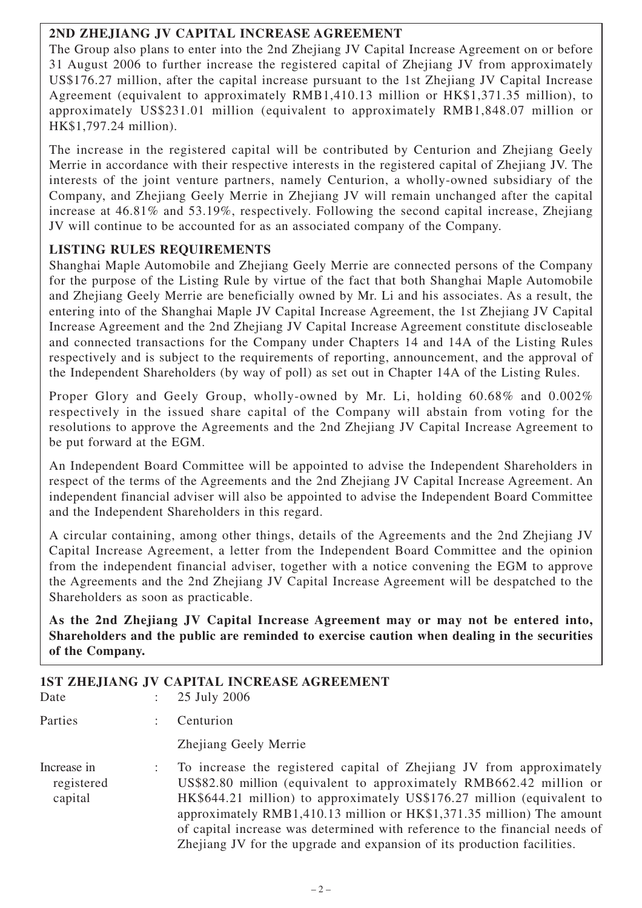## 2ND ZHEJIANG JV CAPITAL INCREASE AGREEMENT

The Group also plans to enter into the 2nd Zhejiang JV Capital Increase Agreement on or before 31 August 2006 to further increase the registered capital of Zhejiang JV from approximately US$176.27 million, after the capital increase pursuant to the 1st Zhejiang JV Capital Increase Agreement (equivalent to approximately RMB1,410.13 million or HK$1,371.35 million), to approximately US$231.01 million (equivalent to approximately RMB1,848.07 million or HK$1,797.24 million).

The increase in the registered capital will be contributed by Centurion and Zhejiang Geely Merrie in accordance with their respective interests in the registered capital of Zhejiang JV. The interests of the joint venture partners, namely Centurion, a wholly-owned subsidiary of the Company, and Zhejiang Geely Merrie in Zhejiang JV will remain unchanged after the capital increase at 46.81% and 53.19%, respectively. Following the second capital increase, Zhejiang JV will continue to be accounted for as an associated company of the Company.

## LISTING RULES REQUIREMENTS

Shanghai Maple Automobile and Zhejiang Geely Merrie are connected persons of the Company for the purpose of the Listing Rule by virtue of the fact that both Shanghai Maple Automobile and Zhejiang Geely Merrie are beneficially owned by Mr. Li and his associates. As a result, the entering into of the Shanghai Maple JV Capital Increase Agreement, the 1st Zhejiang JV Capital Increase Agreement and the 2nd Zhejiang JV Capital Increase Agreement constitute discloseable and connected transactions for the Company under Chapters 14 and 14A of the Listing Rules respectively and is subject to the requirements of reporting, announcement, and the approval of the Independent Shareholders (by way of poll) as set out in Chapter 14A of the Listing Rules.

Proper Glory and Geely Group, wholly-owned by Mr. Li, holding 60.68% and 0.002% respectively in the issued share capital of the Company will abstain from voting for the resolutions to approve the Agreements and the 2nd Zhejiang JV Capital Increase Agreement to be put forward at the EGM.

An Independent Board Committee will be appointed to advise the Independent Shareholders in respect of the terms of the Agreements and the 2nd Zhejiang JV Capital Increase Agreement. An independent financial adviser will also be appointed to advise the Independent Board Committee and the Independent Shareholders in this regard.

A circular containing, among other things, details of the Agreements and the 2nd Zhejiang JV Capital Increase Agreement, a letter from the Independent Board Committee and the opinion from the independent financial adviser, together with a notice convening the EGM to approve the Agreements and the 2nd Zhejiang JV Capital Increase Agreement will be despatched to the Shareholders as soon as practicable.

**As the 2nd Zhejiang JV Capital Increase Agreement may or may not be entered into, Shareholders and the public are reminded to exercise caution when dealing in the securities of the Company.**

## 1ST ZHEJIANG JV CAPITAL INCREASE AGREEMENT

| | | |
|---|---|---|
| Date | : | 25 July 2006 |
| Parties | : | Centurion<br>Zhejiang Geely Merrie |
| Increase in registered capital | : | To increase the registered capital of Zhejiang JV from approximately US$82.80 million (equivalent to approximately RMB662.42 million or HK$644.21 million) to approximately US$176.27 million (equivalent to approximately RMB1,410.13 million or HK$1,371.35 million) The amount of capital increase was determined with reference to the financial needs of Zhejiang JV for the upgrade and expansion of its production facilities. |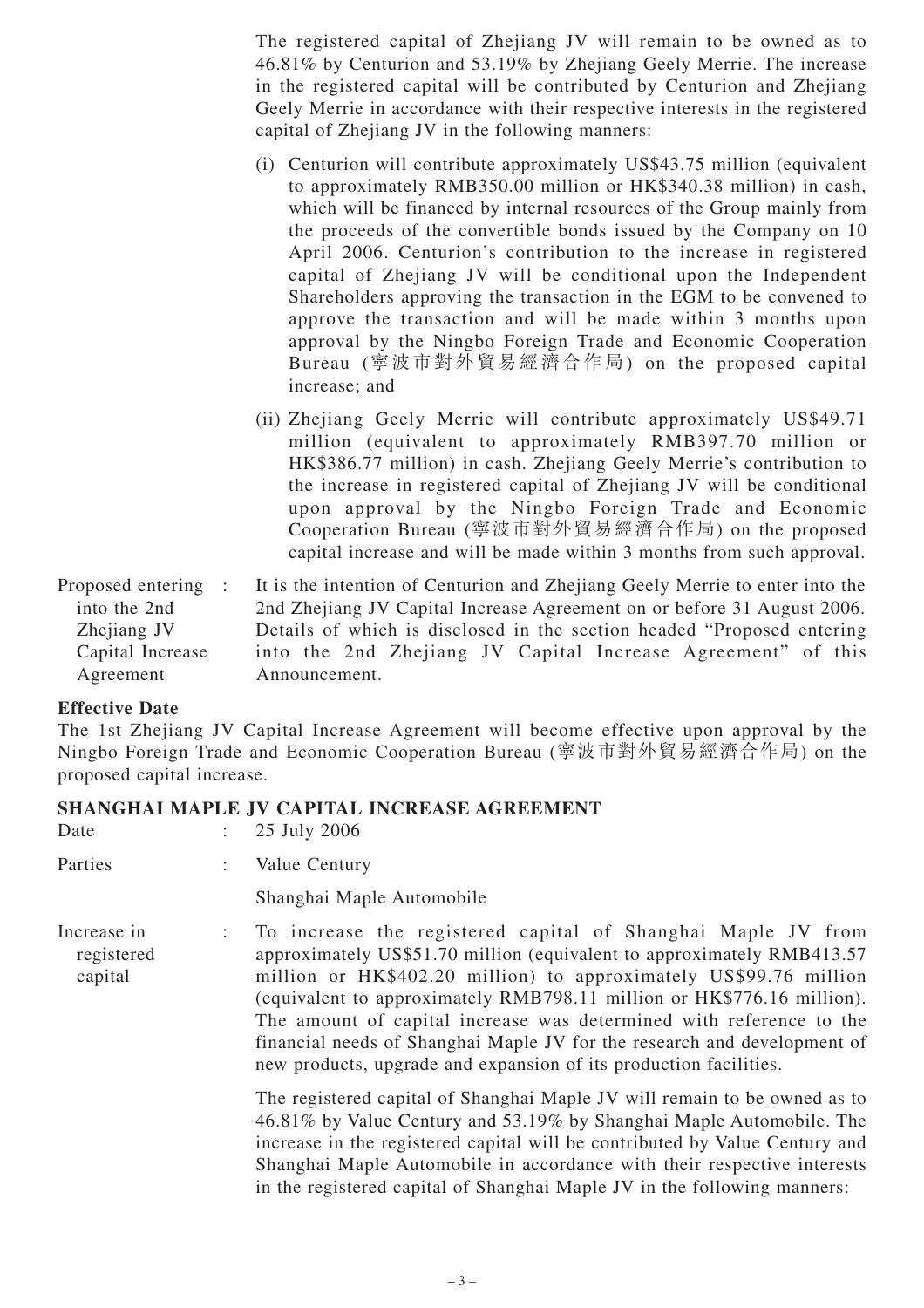The registered capital of Zhejiang JV will remain to be owned as to 46.81% by Centurion and 53.19% by Zhejiang Geely Merrie. The increase in the registered capital will be contributed by Centurion and Zhejiang Geely Merrie in accordance with their respective interests in the registered capital of Zhejiang JV in the following manners:

(i) Centurion will contribute approximately US$43.75 million (equivalent to approximately RMB350.00 million or HK$340.38 million) in cash, which will be financed by internal resources of the Group mainly from the proceeds of the convertible bonds issued by the Company on 10 April 2006. Centurion's contribution to the increase in registered capital of Zhejiang JV will be conditional upon the Independent Shareholders approving the transaction in the EGM to be convened to approve the transaction and will be made within 3 months upon approval by the Ningbo Foreign Trade and Economic Cooperation Bureau (寧波市對外貿易經濟合作局) on the proposed capital increase; and

(ii) Zhejiang Geely Merrie will contribute approximately US$49.71 million (equivalent to approximately RMB397.70 million or HK$386.77 million) in cash. Zhejiang Geely Merrie's contribution to the increase in registered capital of Zhejiang JV will be conditional upon approval by the Ningbo Foreign Trade and Economic Cooperation Bureau (寧波市對外貿易經濟合作局) on the proposed capital increase and will be made within 3 months from such approval.

Proposed entering into the 2nd Zhejiang JV Capital Increase Agreement : It is the intention of Centurion and Zhejiang Geely Merrie to enter into the 2nd Zhejiang JV Capital Increase Agreement on or before 31 August 2006. Details of which is disclosed in the section headed "Proposed entering into the 2nd Zhejiang JV Capital Increase Agreement" of this Announcement.

**Effective Date**

The 1st Zhejiang JV Capital Increase Agreement will become effective upon approval by the Ningbo Foreign Trade and Economic Cooperation Bureau (寧波市對外貿易經濟合作局) on the proposed capital increase.

**SHANGHAI MAPLE JV CAPITAL INCREASE AGREEMENT**

Date : 25 July 2006

Parties : Value Century

Shanghai Maple Automobile

Increase in registered capital : To increase the registered capital of Shanghai Maple JV from approximately US$51.70 million (equivalent to approximately RMB413.57 million or HK$402.20 million) to approximately US$99.76 million (equivalent to approximately RMB798.11 million or HK$776.16 million). The amount of capital increase was determined with reference to the financial needs of Shanghai Maple JV for the research and development of new products, upgrade and expansion of its production facilities.

The registered capital of Shanghai Maple JV will remain to be owned as to 46.81% by Value Century and 53.19% by Shanghai Maple Automobile. The increase in the registered capital will be contributed by Value Century and Shanghai Maple Automobile in accordance with their respective interests in the registered capital of Shanghai Maple JV in the following manners: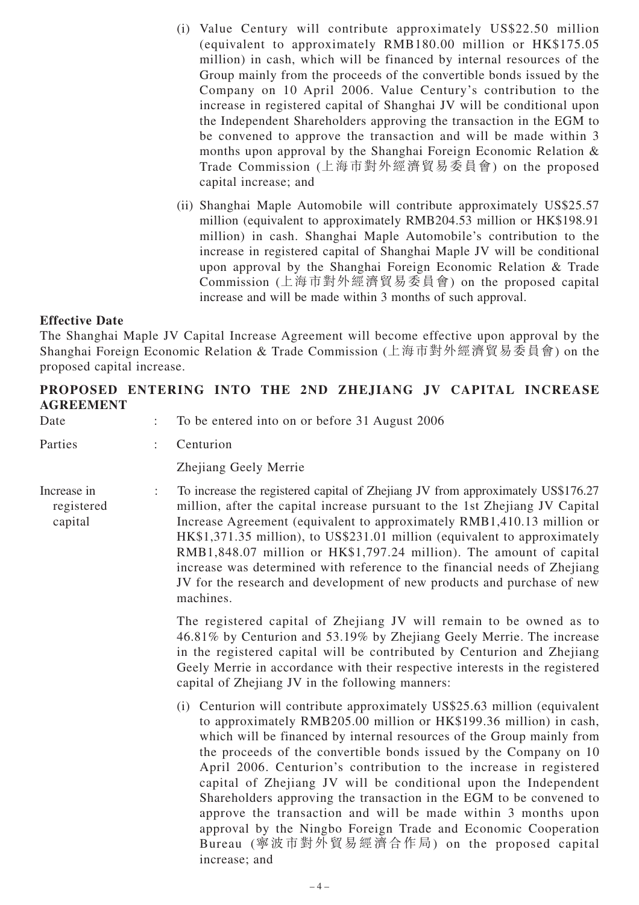(i) Value Century will contribute approximately US$22.50 million (equivalent to approximately RMB180.00 million or HK$175.05 million) in cash, which will be financed by internal resources of the Group mainly from the proceeds of the convertible bonds issued by the Company on 10 April 2006. Value Century's contribution to the increase in registered capital of Shanghai JV will be conditional upon the Independent Shareholders approving the transaction in the EGM to be convened to approve the transaction and will be made within 3 months upon approval by the Shanghai Foreign Economic Relation & Trade Commission (上海市對外經濟貿易委員會) on the proposed capital increase; and

(ii) Shanghai Maple Automobile will contribute approximately US$25.57 million (equivalent to approximately RMB204.53 million or HK$198.91 million) in cash. Shanghai Maple Automobile's contribution to the increase in registered capital of Shanghai Maple JV will be conditional upon approval by the Shanghai Foreign Economic Relation & Trade Commission (上海市對外經濟貿易委員會) on the proposed capital increase and will be made within 3 months of such approval.

**Effective Date**

The Shanghai Maple JV Capital Increase Agreement will become effective upon approval by the Shanghai Foreign Economic Relation & Trade Commission (上海市對外經濟貿易委員會) on the proposed capital increase.

**PROPOSED ENTERING INTO THE 2ND ZHEJIANG JV CAPITAL INCREASE AGREEMENT**

Date : To be entered into on or before 31 August 2006

Parties : Centurion

Zhejiang Geely Merrie

Increase in registered capital : To increase the registered capital of Zhejiang JV from approximately US$176.27 million, after the capital increase pursuant to the 1st Zhejiang JV Capital Increase Agreement (equivalent to approximately RMB1,410.13 million or HK$1,371.35 million), to US$231.01 million (equivalent to approximately RMB1,848.07 million or HK$1,797.24 million). The amount of capital increase was determined with reference to the financial needs of Zhejiang JV for the research and development of new products and purchase of new machines.

The registered capital of Zhejiang JV will remain to be owned as to 46.81% by Centurion and 53.19% by Zhejiang Geely Merrie. The increase in the registered capital will be contributed by Centurion and Zhejiang Geely Merrie in accordance with their respective interests in the registered capital of Zhejiang JV in the following manners:

(i) Centurion will contribute approximately US$25.63 million (equivalent to approximately RMB205.00 million or HK$199.36 million) in cash, which will be financed by internal resources of the Group mainly from the proceeds of the convertible bonds issued by the Company on 10 April 2006. Centurion's contribution to the increase in registered capital of Zhejiang JV will be conditional upon the Independent Shareholders approving the transaction in the EGM to be convened to approve the transaction and will be made within 3 months upon approval by the Ningbo Foreign Trade and Economic Cooperation Bureau (寧波市對外貿易經濟合作局) on the proposed capital increase; and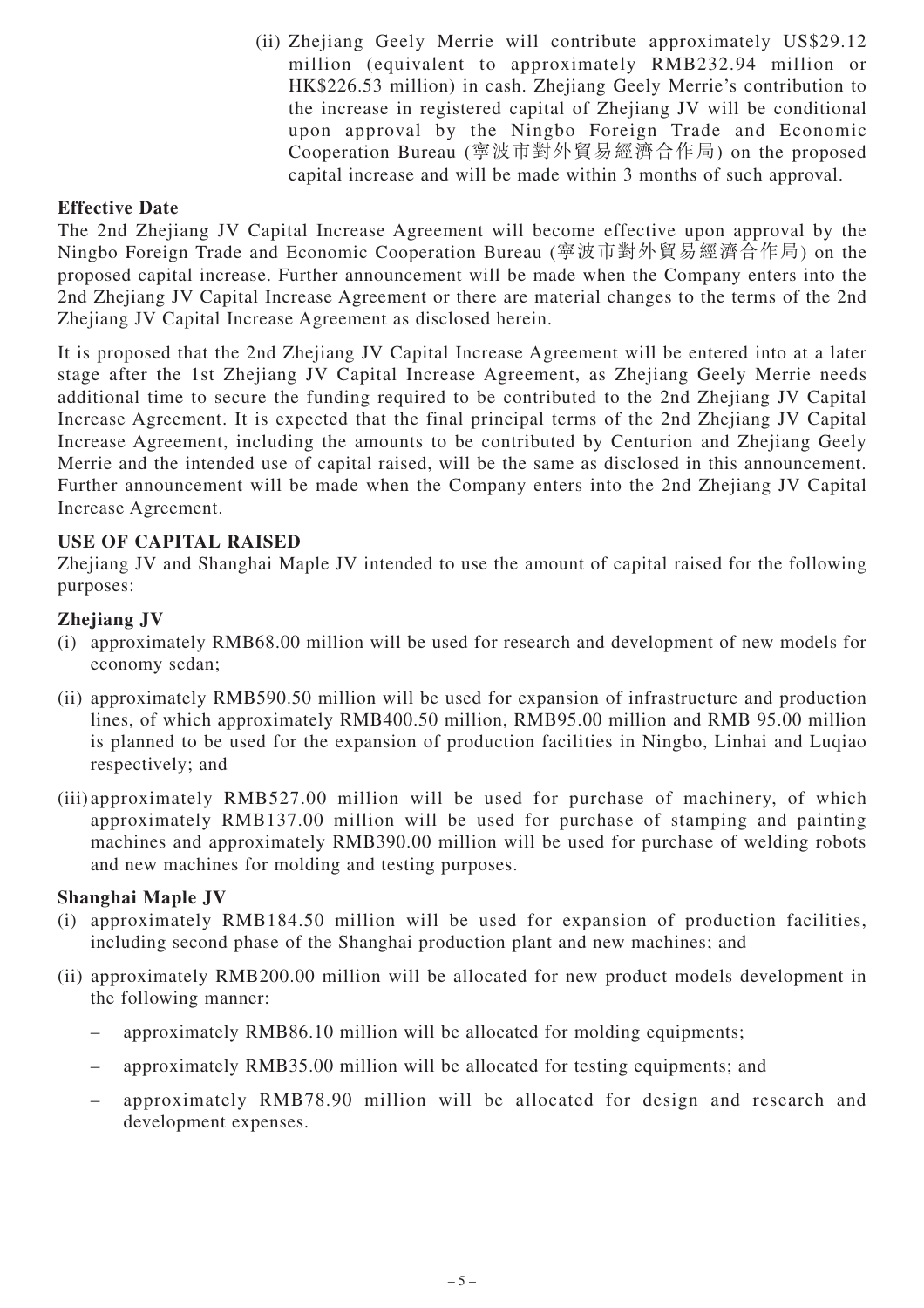(ii) Zhejiang Geely Merrie will contribute approximately US$29.12 million (equivalent to approximately RMB232.94 million or HK$226.53 million) in cash. Zhejiang Geely Merrie's contribution to the increase in registered capital of Zhejiang JV will be conditional upon approval by the Ningbo Foreign Trade and Economic Cooperation Bureau (寧波市對外貿易經濟合作局) on the proposed capital increase and will be made within 3 months of such approval.

**Effective Date**

The 2nd Zhejiang JV Capital Increase Agreement will become effective upon approval by the Ningbo Foreign Trade and Economic Cooperation Bureau (寧波市對外貿易經濟合作局) on the proposed capital increase. Further announcement will be made when the Company enters into the 2nd Zhejiang JV Capital Increase Agreement or there are material changes to the terms of the 2nd Zhejiang JV Capital Increase Agreement as disclosed herein.

It is proposed that the 2nd Zhejiang JV Capital Increase Agreement will be entered into at a later stage after the 1st Zhejiang JV Capital Increase Agreement, as Zhejiang Geely Merrie needs additional time to secure the funding required to be contributed to the 2nd Zhejiang JV Capital Increase Agreement. It is expected that the final principal terms of the 2nd Zhejiang JV Capital Increase Agreement, including the amounts to be contributed by Centurion and Zhejiang Geely Merrie and the intended use of capital raised, will be the same as disclosed in this announcement. Further announcement will be made when the Company enters into the 2nd Zhejiang JV Capital Increase Agreement.

**USE OF CAPITAL RAISED**

Zhejiang JV and Shanghai Maple JV intended to use the amount of capital raised for the following purposes:

**Zhejiang JV**

(i) approximately RMB68.00 million will be used for research and development of new models for economy sedan;

(ii) approximately RMB590.50 million will be used for expansion of infrastructure and production lines, of which approximately RMB400.50 million, RMB95.00 million and RMB 95.00 million is planned to be used for the expansion of production facilities in Ningbo, Linhai and Luqiao respectively; and

(iii) approximately RMB527.00 million will be used for purchase of machinery, of which approximately RMB137.00 million will be used for purchase of stamping and painting machines and approximately RMB390.00 million will be used for purchase of welding robots and new machines for molding and testing purposes.

**Shanghai Maple JV**

(i) approximately RMB184.50 million will be used for expansion of production facilities, including second phase of the Shanghai production plant and new machines; and

(ii) approximately RMB200.00 million will be allocated for new product models development in the following manner:

– approximately RMB86.10 million will be allocated for molding equipments;

– approximately RMB35.00 million will be allocated for testing equipments; and

– approximately RMB78.90 million will be allocated for design and research and development expenses.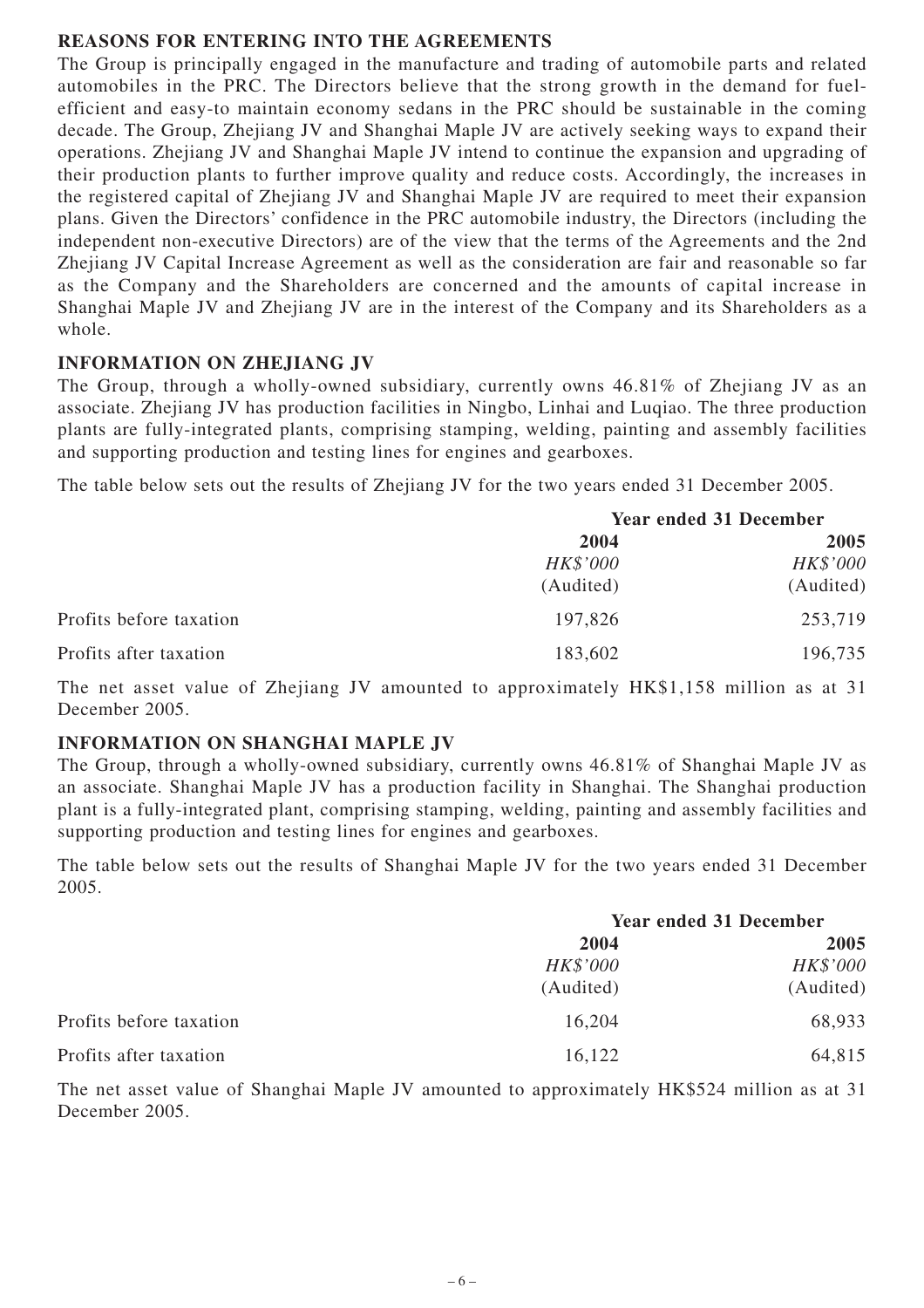## REASONS FOR ENTERING INTO THE AGREEMENTS

The Group is principally engaged in the manufacture and trading of automobile parts and related automobiles in the PRC. The Directors believe that the strong growth in the demand for fuel-efficient and easy-to maintain economy sedans in the PRC should be sustainable in the coming decade. The Group, Zhejiang JV and Shanghai Maple JV are actively seeking ways to expand their operations. Zhejiang JV and Shanghai Maple JV intend to continue the expansion and upgrading of their production plants to further improve quality and reduce costs. Accordingly, the increases in the registered capital of Zhejiang JV and Shanghai Maple JV are required to meet their expansion plans. Given the Directors' confidence in the PRC automobile industry, the Directors (including the independent non-executive Directors) are of the view that the terms of the Agreements and the 2nd Zhejiang JV Capital Increase Agreement as well as the consideration are fair and reasonable so far as the Company and the Shareholders are concerned and the amounts of capital increase in Shanghai Maple JV and Zhejiang JV are in the interest of the Company and its Shareholders as a whole.

## INFORMATION ON ZHEJIANG JV

The Group, through a wholly-owned subsidiary, currently owns 46.81% of Zhejiang JV as an associate. Zhejiang JV has production facilities in Ningbo, Linhai and Luqiao. The three production plants are fully-integrated plants, comprising stamping, welding, painting and assembly facilities and supporting production and testing lines for engines and gearboxes.

The table below sets out the results of Zhejiang JV for the two years ended 31 December 2005.

| | **Year ended 31 December** | |
|---|---|---|
| | **2004** | **2005** |
| | *HK$'000* | *HK$'000* |
| | (Audited) | (Audited) |
| Profits before taxation | 197,826 | 253,719 |
| Profits after taxation | 183,602 | 196,735 |

The net asset value of Zhejiang JV amounted to approximately HK$1,158 million as at 31 December 2005.

## INFORMATION ON SHANGHAI MAPLE JV

The Group, through a wholly-owned subsidiary, currently owns 46.81% of Shanghai Maple JV as an associate. Shanghai Maple JV has a production facility in Shanghai. The Shanghai production plant is a fully-integrated plant, comprising stamping, welding, painting and assembly facilities and supporting production and testing lines for engines and gearboxes.

The table below sets out the results of Shanghai Maple JV for the two years ended 31 December 2005.

| | **Year ended 31 December** | |
|---|---|---|
| | **2004** | **2005** |
| | *HK$'000* | *HK$'000* |
| | (Audited) | (Audited) |
| Profits before taxation | 16,204 | 68,933 |
| Profits after taxation | 16,122 | 64,815 |

The net asset value of Shanghai Maple JV amounted to approximately HK$524 million as at 31 December 2005.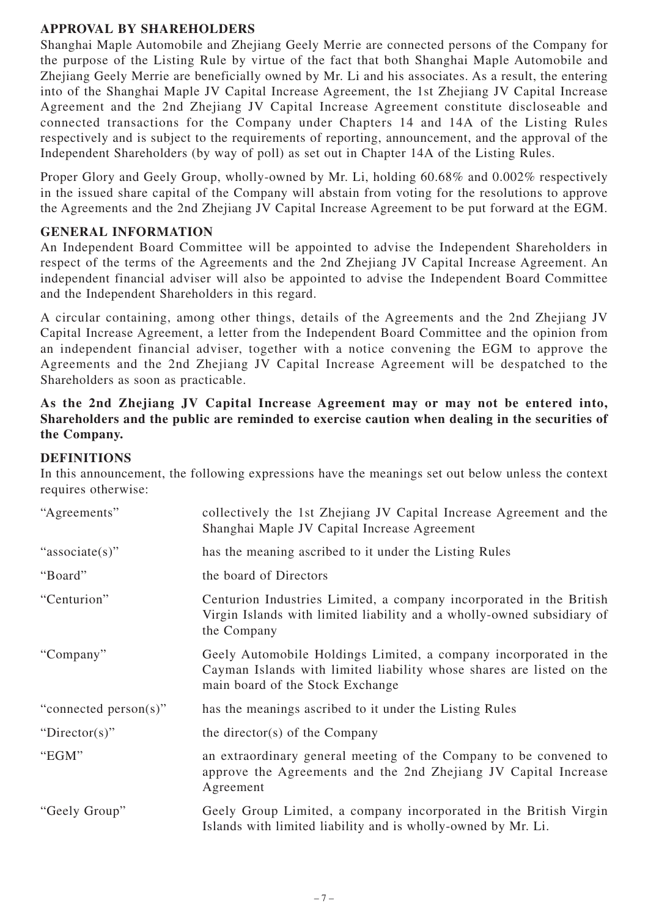## APPROVAL BY SHAREHOLDERS

Shanghai Maple Automobile and Zhejiang Geely Merrie are connected persons of the Company for the purpose of the Listing Rule by virtue of the fact that both Shanghai Maple Automobile and Zhejiang Geely Merrie are beneficially owned by Mr. Li and his associates. As a result, the entering into of the Shanghai Maple JV Capital Increase Agreement, the 1st Zhejiang JV Capital Increase Agreement and the 2nd Zhejiang JV Capital Increase Agreement constitute discloseable and connected transactions for the Company under Chapters 14 and 14A of the Listing Rules respectively and is subject to the requirements of reporting, announcement, and the approval of the Independent Shareholders (by way of poll) as set out in Chapter 14A of the Listing Rules.

Proper Glory and Geely Group, wholly-owned by Mr. Li, holding 60.68% and 0.002% respectively in the issued share capital of the Company will abstain from voting for the resolutions to approve the Agreements and the 2nd Zhejiang JV Capital Increase Agreement to be put forward at the EGM.

## GENERAL INFORMATION

An Independent Board Committee will be appointed to advise the Independent Shareholders in respect of the terms of the Agreements and the 2nd Zhejiang JV Capital Increase Agreement. An independent financial adviser will also be appointed to advise the Independent Board Committee and the Independent Shareholders in this regard.

A circular containing, among other things, details of the Agreements and the 2nd Zhejiang JV Capital Increase Agreement, a letter from the Independent Board Committee and the opinion from an independent financial adviser, together with a notice convening the EGM to approve the Agreements and the 2nd Zhejiang JV Capital Increase Agreement will be despatched to the Shareholders as soon as practicable.

**As the 2nd Zhejiang JV Capital Increase Agreement may or may not be entered into, Shareholders and the public are reminded to exercise caution when dealing in the securities of the Company.**

## DEFINITIONS

In this announcement, the following expressions have the meanings set out below unless the context requires otherwise:

| | |
|---|---|
| "Agreements" | collectively the 1st Zhejiang JV Capital Increase Agreement and the Shanghai Maple JV Capital Increase Agreement |
| "associate(s)" | has the meaning ascribed to it under the Listing Rules |
| "Board" | the board of Directors |
| "Centurion" | Centurion Industries Limited, a company incorporated in the British Virgin Islands with limited liability and a wholly-owned subsidiary of the Company |
| "Company" | Geely Automobile Holdings Limited, a company incorporated in the Cayman Islands with limited liability whose shares are listed on the main board of the Stock Exchange |
| "connected person(s)" | has the meanings ascribed to it under the Listing Rules |
| "Director(s)" | the director(s) of the Company |
| "EGM" | an extraordinary general meeting of the Company to be convened to approve the Agreements and the 2nd Zhejiang JV Capital Increase Agreement |
| "Geely Group" | Geely Group Limited, a company incorporated in the British Virgin Islands with limited liability and is wholly-owned by Mr. Li. |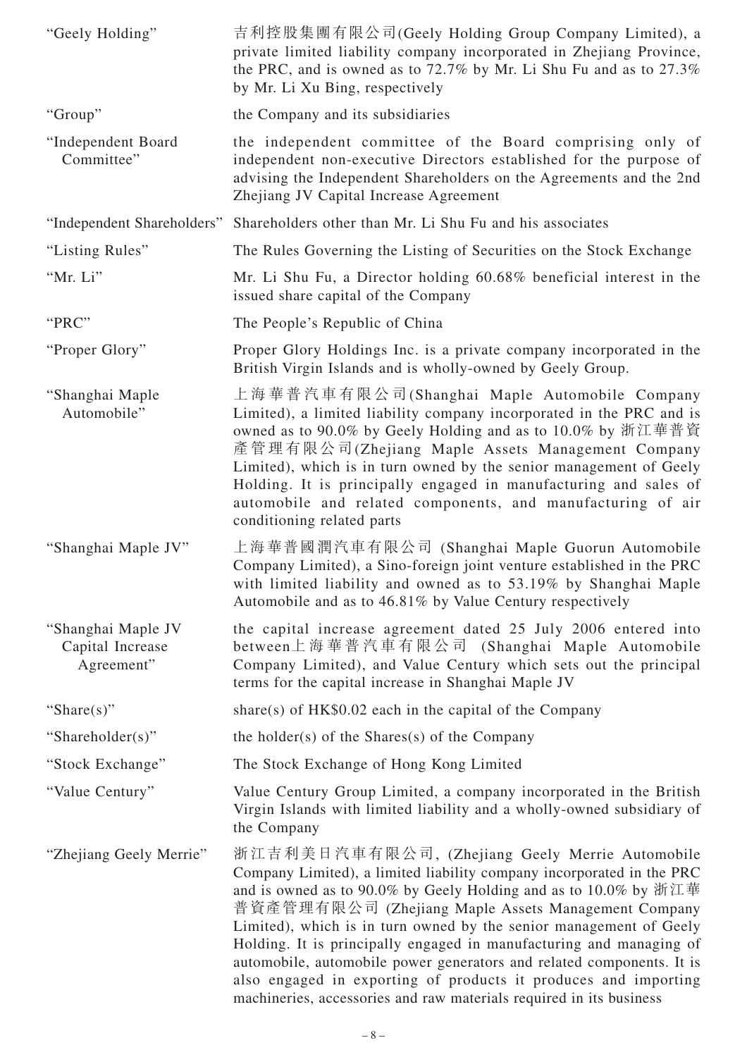| | |
|---|---|
| "Geely Holding" | 吉利控股集團有限公司(Geely Holding Group Company Limited), a private limited liability company incorporated in Zhejiang Province, the PRC, and is owned as to 72.7% by Mr. Li Shu Fu and as to 27.3% by Mr. Li Xu Bing, respectively |
| "Group" | the Company and its subsidiaries |
| "Independent Board Committee" | the independent committee of the Board comprising only of independent non-executive Directors established for the purpose of advising the Independent Shareholders on the Agreements and the 2nd Zhejiang JV Capital Increase Agreement |
| "Independent Shareholders" | Shareholders other than Mr. Li Shu Fu and his associates |
| "Listing Rules" | The Rules Governing the Listing of Securities on the Stock Exchange |
| "Mr. Li" | Mr. Li Shu Fu, a Director holding 60.68% beneficial interest in the issued share capital of the Company |
| "PRC" | The People's Republic of China |
| "Proper Glory" | Proper Glory Holdings Inc. is a private company incorporated in the British Virgin Islands and is wholly-owned by Geely Group. |
| "Shanghai Maple Automobile" | 上海華普汽車有限公司(Shanghai Maple Automobile Company Limited), a limited liability company incorporated in the PRC and is owned as to 90.0% by Geely Holding and as to 10.0% by 浙江華普資產管理有限公司(Zhejiang Maple Assets Management Company Limited), which is in turn owned by the senior management of Geely Holding. It is principally engaged in manufacturing and sales of automobile and related components, and manufacturing of air conditioning related parts |
| "Shanghai Maple JV" | 上海華普國潤汽車有限公司 (Shanghai Maple Guorun Automobile Company Limited), a Sino-foreign joint venture established in the PRC with limited liability and owned as to 53.19% by Shanghai Maple Automobile and as to 46.81% by Value Century respectively |
| "Shanghai Maple JV Capital Increase Agreement" | the capital increase agreement dated 25 July 2006 entered into between上海華普汽車有限公司 (Shanghai Maple Automobile Company Limited), and Value Century which sets out the principal terms for the capital increase in Shanghai Maple JV |
| "Share(s)" | share(s) of HK$0.02 each in the capital of the Company |
| "Shareholder(s)" | the holder(s) of the Shares(s) of the Company |
| "Stock Exchange" | The Stock Exchange of Hong Kong Limited |
| "Value Century" | Value Century Group Limited, a company incorporated in the British Virgin Islands with limited liability and a wholly-owned subsidiary of the Company |
| "Zhejiang Geely Merrie" | 浙江吉利美日汽車有限公司, (Zhejiang Geely Merrie Automobile Company Limited), a limited liability company incorporated in the PRC and is owned as to 90.0% by Geely Holding and as to 10.0% by 浙江華普資產管理有限公司 (Zhejiang Maple Assets Management Company Limited), which is in turn owned by the senior management of Geely Holding. It is principally engaged in manufacturing and managing of automobile, automobile power generators and related components. It is also engaged in exporting of products it produces and importing machineries, accessories and raw materials required in its business |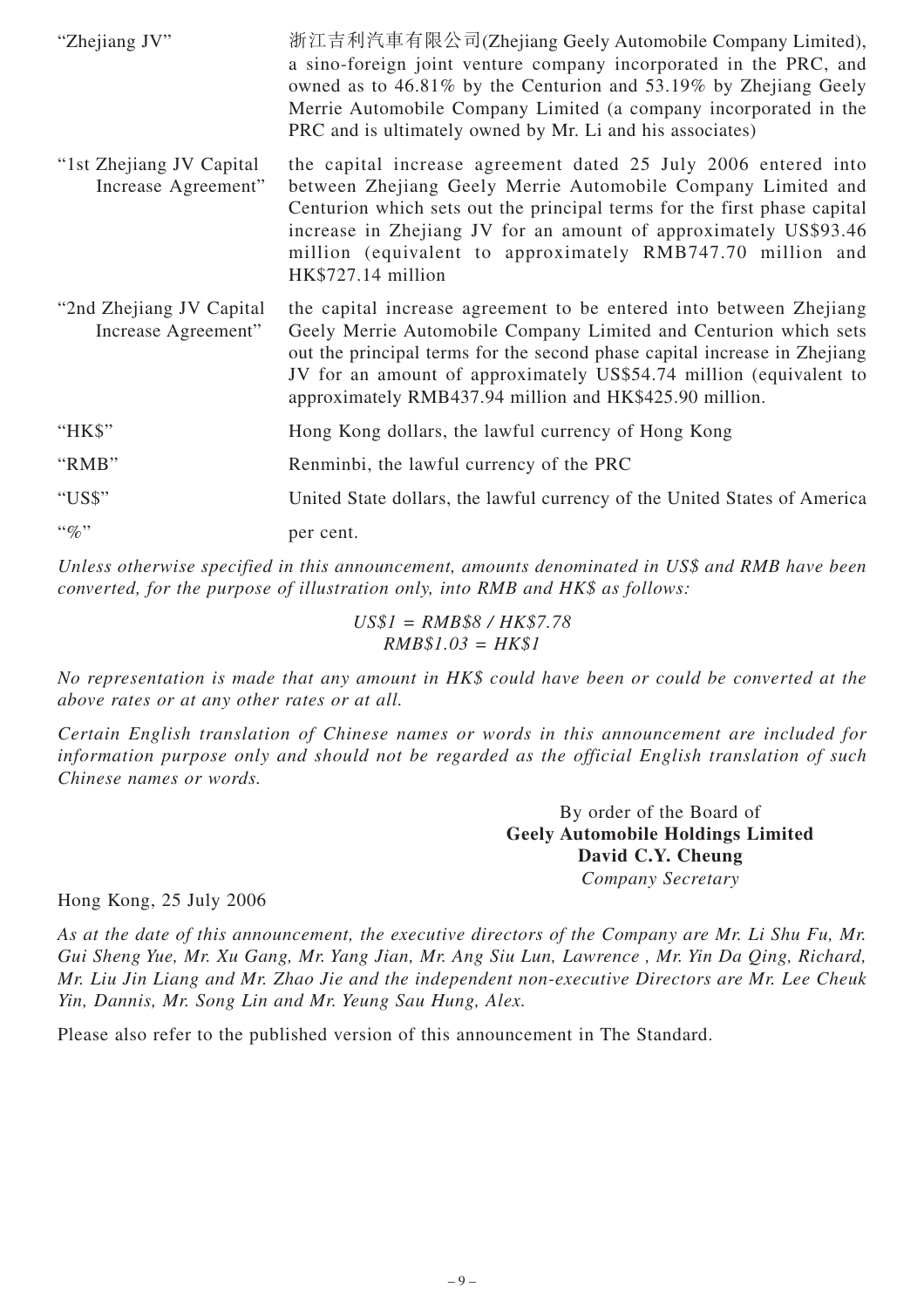| | |
|---|---|
| "Zhejiang JV" | 浙江吉利汽車有限公司(Zhejiang Geely Automobile Company Limited), a sino-foreign joint venture company incorporated in the PRC, and owned as to 46.81% by the Centurion and 53.19% by Zhejiang Geely Merrie Automobile Company Limited (a company incorporated in the PRC and is ultimately owned by Mr. Li and his associates) |
| "1st Zhejiang JV Capital Increase Agreement" | the capital increase agreement dated 25 July 2006 entered into between Zhejiang Geely Merrie Automobile Company Limited and Centurion which sets out the principal terms for the first phase capital increase in Zhejiang JV for an amount of approximately US$93.46 million (equivalent to approximately RMB747.70 million and HK$727.14 million |
| "2nd Zhejiang JV Capital Increase Agreement" | the capital increase agreement to be entered into between Zhejiang Geely Merrie Automobile Company Limited and Centurion which sets out the principal terms for the second phase capital increase in Zhejiang JV for an amount of approximately US$54.74 million (equivalent to approximately RMB437.94 million and HK$425.90 million. |
| "HK$" | Hong Kong dollars, the lawful currency of Hong Kong |
| "RMB" | Renminbi, the lawful currency of the PRC |
| "US$" | United State dollars, the lawful currency of the United States of America |
| "%" | per cent. |

*Unless otherwise specified in this announcement, amounts denominated in US$ and RMB have been converted, for the purpose of illustration only, into RMB and HK$ as follows:*

*US$1 = RMB$8 / HK$7.78*
*RMB$1.03 = HK$1*

*No representation is made that any amount in HK$ could have been or could be converted at the above rates or at any other rates or at all.*

*Certain English translation of Chinese names or words in this announcement are included for information purpose only and should not be regarded as the official English translation of such Chinese names or words.*

By order of the Board of
**Geely Automobile Holdings Limited**
**David C.Y. Cheung**
*Company Secretary*

Hong Kong, 25 July 2006

*As at the date of this announcement, the executive directors of the Company are Mr. Li Shu Fu, Mr. Gui Sheng Yue, Mr. Xu Gang, Mr. Yang Jian, Mr. Ang Siu Lun, Lawrence , Mr. Yin Da Qing, Richard, Mr. Liu Jin Liang and Mr. Zhao Jie and the independent non-executive Directors are Mr. Lee Cheuk Yin, Dannis, Mr. Song Lin and Mr. Yeung Sau Hung, Alex.*

Please also refer to the published version of this announcement in The Standard.